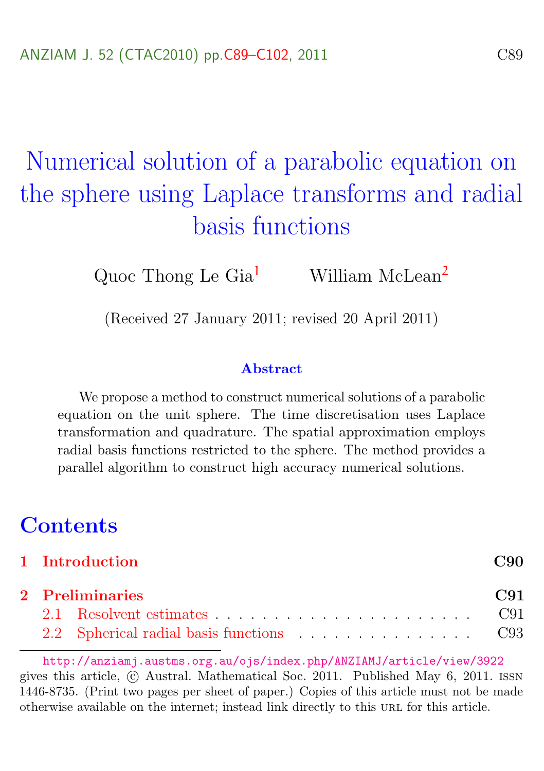# Numerical solution of a parabolic equation on the sphere using Laplace transforms and radial basis functions

Quoc Thong Le Gia[1]  William McLean[2]

(Received 27 January 2011; revised 20 April 2011)

### Abstract

We propose a method to construct numerical solutions of a parabolic equation on the unit sphere. The time discretisation uses Laplace transformation and quadrature. The spatial approximation employs radial basis functions restricted to the sphere. The method provides a parallel algorithm to construct high accuracy numerical solutions.

## Contents

| | | |
|---|---|---|
| **1** | **Introduction** | **C90** |
| **2** | **Preliminaries** | **C91** |
| 2.1 | Resolvent estimates | C91 |
| 2.2 | Spherical radial basis functions | C93 |

http://anziamj.austms.org.au/ojs/index.php/ANZIAMJ/article/view/3922 gives this article, © Austral. Mathematical Soc. 2011. Published May 6, 2011. ISSN 1446-8735. (Print two pages per sheet of paper.) Copies of this article must not be made otherwise available on the internet; instead link directly to this URL for this article.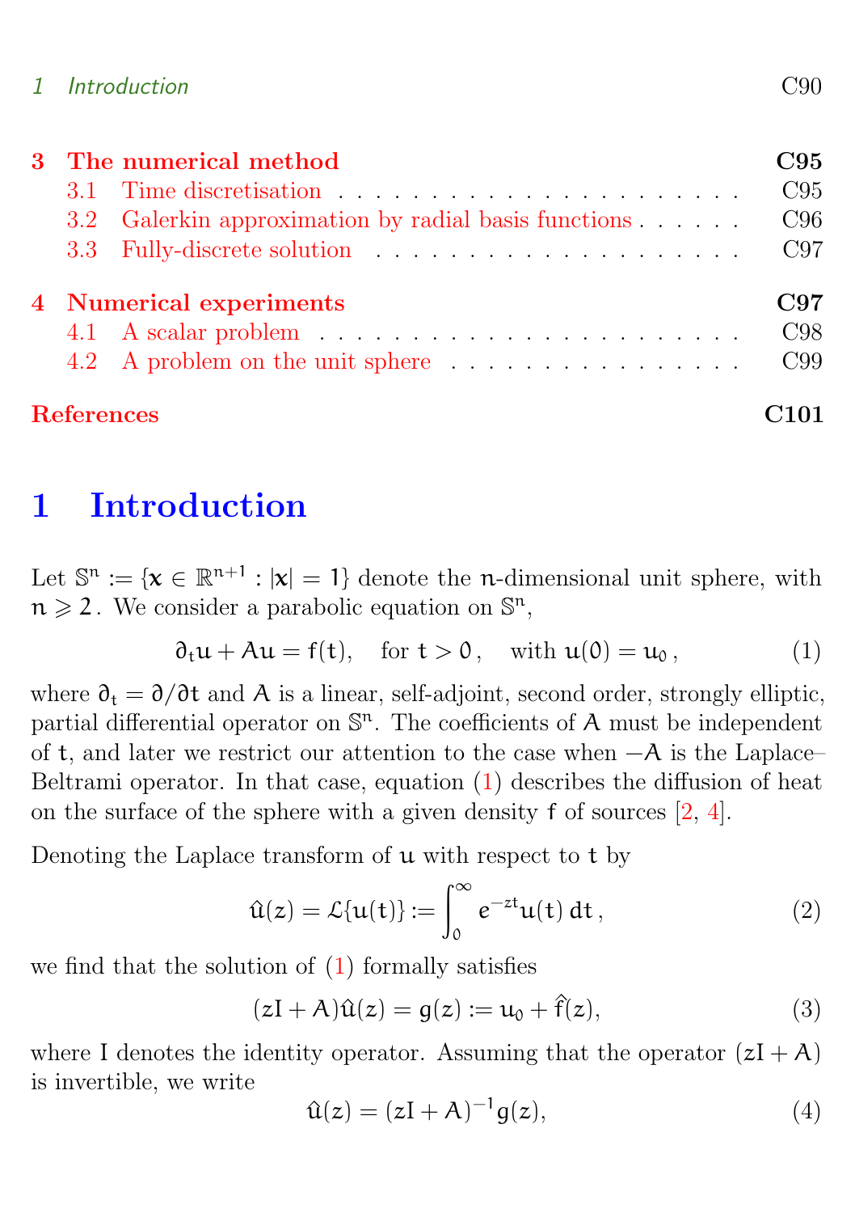| | |
|---|---|
| **3 The numerical method** | **C95** |
| 3.1 Time discretisation | C95 |
| 3.2 Galerkin approximation by radial basis functions | C96 |
| 3.3 Fully-discrete solution | C97 |
| **4 Numerical experiments** | **C97** |
| 4.1 A scalar problem | C98 |
| 4.2 A problem on the unit sphere | C99 |
| **References** | **C101** |

# 1 Introduction

Let $\mathbb{S}^n := \{x \in \mathbb{R}^{n+1} : |x| = 1\}$ denote the $n$-dimensional unit sphere, with $n \geqslant 2$. We consider a parabolic equation on $\mathbb{S}^n$,

$$\partial_t u + Au = f(t), \quad \text{for } t > 0\,, \quad \text{with } u(0) = u_0\,, \tag{1}$$

where $\partial_t = \partial/\partial t$ and $A$ is a linear, self-adjoint, second order, strongly elliptic, partial differential operator on $\mathbb{S}^n$. The coefficients of $A$ must be independent of $t$, and later we restrict our attention to the case when $-A$ is the Laplace–Beltrami operator. In that case, equation (1) describes the diffusion of heat on the surface of the sphere with a given density $f$ of sources [2, 4].

Denoting the Laplace transform of $u$ with respect to $t$ by

$$\hat{u}(z) = \mathcal{L}\{u(t)\} := \int_0^\infty e^{-zt} u(t)\,dt\,, \tag{2}$$

we find that the solution of (1) formally satisfies

$$(zI + A)\hat{u}(z) = g(z) := u_0 + \hat{f}(z), \tag{3}$$

where I denotes the identity operator. Assuming that the operator $(zI + A)$ is invertible, we write

$$\hat{u}(z) = (zI + A)^{-1} g(z), \tag{4}$$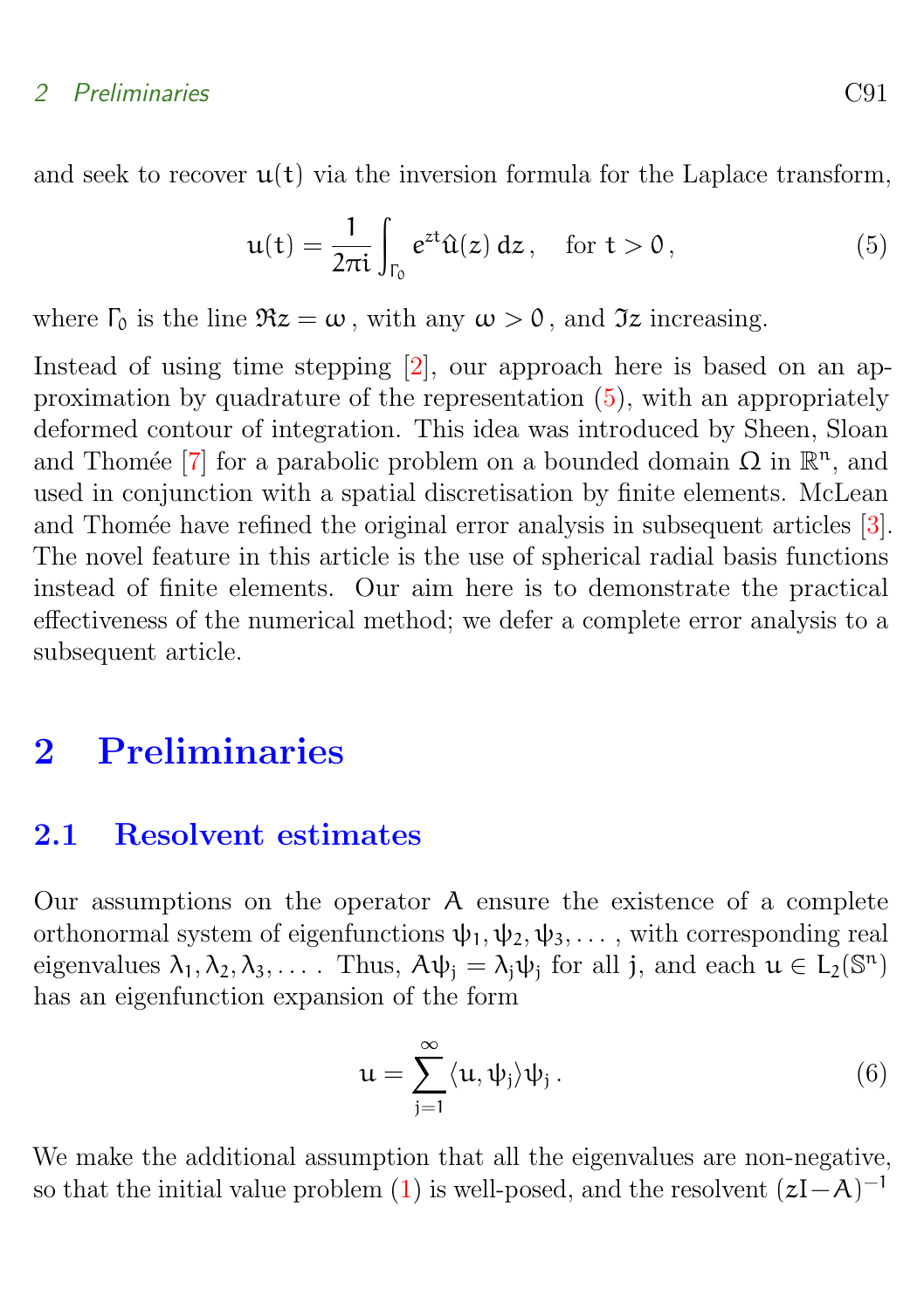and seek to recover $u(t)$ via the inversion formula for the Laplace transform,

$$u(t) = \frac{1}{2\pi i} \int_{\Gamma_0} e^{zt} \hat{u}(z)\, dz\,, \quad \text{for } t > 0\,, \tag{5}$$

where $\Gamma_0$ is the line $\Re z = \omega$, with any $\omega > 0$, and $\Im z$ increasing.

Instead of using time stepping [2], our approach here is based on an approximation by quadrature of the representation (5), with an appropriately deformed contour of integration. This idea was introduced by Sheen, Sloan and Thomée [7] for a parabolic problem on a bounded domain $\Omega$ in $\mathbb{R}^n$, and used in conjunction with a spatial discretisation by finite elements. McLean and Thomée have refined the original error analysis in subsequent articles [3]. The novel feature in this article is the use of spherical radial basis functions instead of finite elements. Our aim here is to demonstrate the practical effectiveness of the numerical method; we defer a complete error analysis to a subsequent article.

## 2 Preliminaries

### 2.1 Resolvent estimates

Our assumptions on the operator $A$ ensure the existence of a complete orthonormal system of eigenfunctions $\psi_1, \psi_2, \psi_3, \ldots$, with corresponding real eigenvalues $\lambda_1, \lambda_2, \lambda_3, \ldots$. Thus, $A\psi_j = \lambda_j \psi_j$ for all $j$, and each $u \in L_2(\mathbb{S}^n)$ has an eigenfunction expansion of the form

$$u = \sum_{j=1}^{\infty} \langle u, \psi_j \rangle \psi_j\,. \tag{6}$$

We make the additional assumption that all the eigenvalues are non-negative, so that the initial value problem (1) is well-posed, and the resolvent $(zI - A)^{-1}$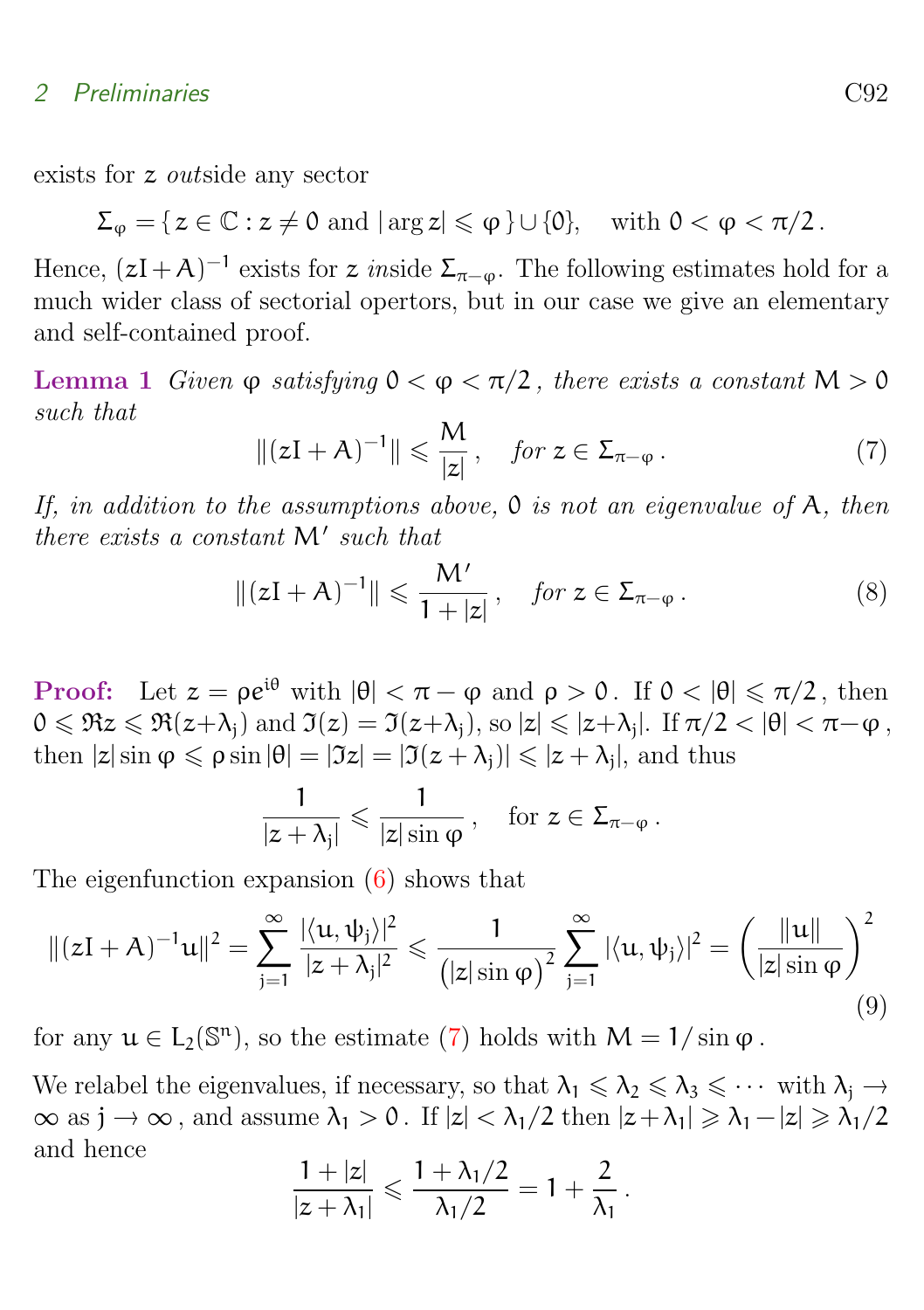exists for $z$ *out*side any sector

$$\Sigma_\varphi = \{\, z \in \mathbb{C} : z \neq 0 \text{ and } |\arg z| \leqslant \varphi \,\} \cup \{0\}, \quad \text{with } 0 < \varphi < \pi/2\,.$$

Hence, $(zI + A)^{-1}$ exists for $z$ *in*side $\Sigma_{\pi-\varphi}$. The following estimates hold for a much wider class of sectorial opertors, but in our case we give an elementary and self-contained proof.

**Lemma 1** *Given $\varphi$ satisfying $0 < \varphi < \pi/2$, there exists a constant $M > 0$ such that*

$$\|(zI + A)^{-1}\| \leqslant \frac{M}{|z|}\,, \quad \textit{for } z \in \Sigma_{\pi-\varphi}\,. \tag{7}$$

*If, in addition to the assumptions above, $0$ is not an eigenvalue of $A$, then there exists a constant $M'$ such that*

$$\|(zI + A)^{-1}\| \leqslant \frac{M'}{1 + |z|}\,, \quad \textit{for } z \in \Sigma_{\pi-\varphi}\,. \tag{8}$$

**Proof:** Let $z = \rho e^{i\theta}$ with $|\theta| < \pi - \varphi$ and $\rho > 0$. If $0 < |\theta| \leqslant \pi/2$, then $0 \leqslant \Re z \leqslant \Re(z+\lambda_j)$ and $\Im(z) = \Im(z+\lambda_j)$, so $|z| \leqslant |z+\lambda_j|$. If $\pi/2 < |\theta| < \pi - \varphi$, then $|z|\sin\varphi \leqslant \rho \sin|\theta| = |\Im z| = |\Im(z+\lambda_j)| \leqslant |z+\lambda_j|$, and thus

$$\frac{1}{|z+\lambda_j|} \leqslant \frac{1}{|z|\sin\varphi}\,, \quad \text{for } z \in \Sigma_{\pi-\varphi}\,.$$

The eigenfunction expansion (6) shows that

$$\|(zI + A)^{-1}u\|^2 = \sum_{j=1}^{\infty} \frac{|\langle u, \psi_j\rangle|^2}{|z+\lambda_j|^2} \leqslant \frac{1}{\big(|z|\sin\varphi\big)^2} \sum_{j=1}^{\infty} |\langle u, \psi_j\rangle|^2 = \left(\frac{\|u\|}{|z|\sin\varphi}\right)^2 \tag{9}$$

for any $u \in L_2(\mathbb{S}^n)$, so the estimate (7) holds with $M = 1/\sin\varphi$.

We relabel the eigenvalues, if necessary, so that $\lambda_1 \leqslant \lambda_2 \leqslant \lambda_3 \leqslant \cdots$ with $\lambda_j \to \infty$ as $j \to \infty$, and assume $\lambda_1 > 0$. If $|z| < \lambda_1/2$ then $|z+\lambda_1| \geqslant \lambda_1 - |z| \geqslant \lambda_1/2$ and hence

$$\frac{1+|z|}{|z+\lambda_1|} \leqslant \frac{1+\lambda_1/2}{\lambda_1/2} = 1 + \frac{2}{\lambda_1}\,.$$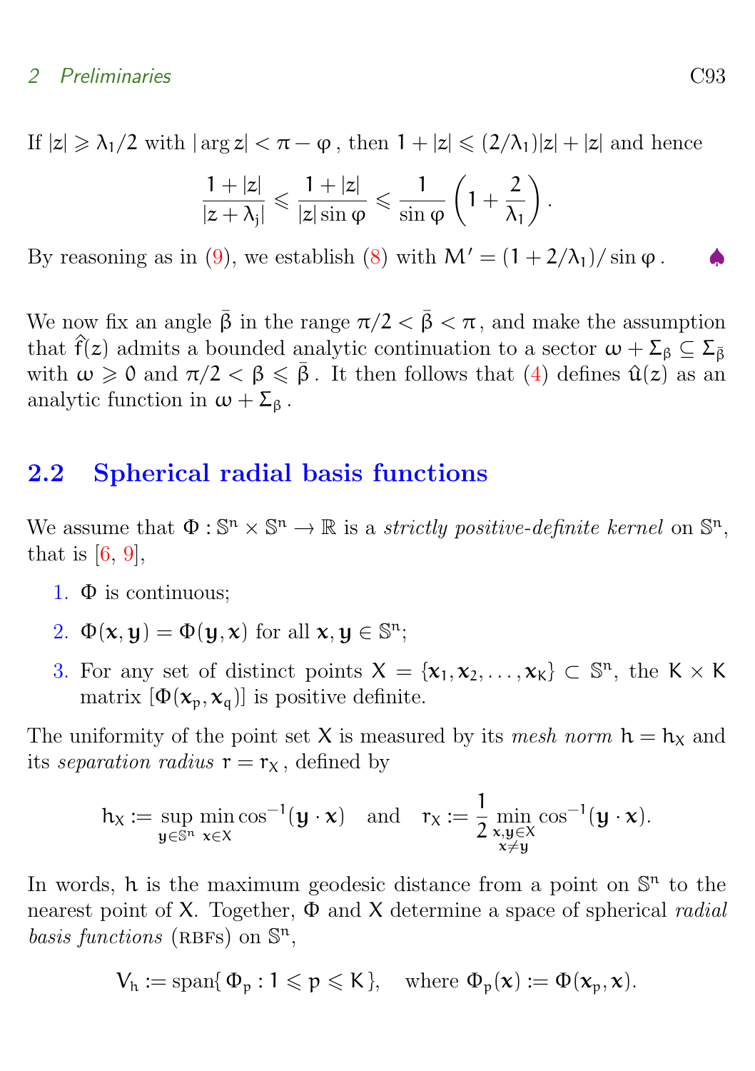If $|z| \geqslant \lambda_1/2$ with $|\arg z| < \pi - \varphi$, then $1 + |z| \leqslant (2/\lambda_1)|z| + |z|$ and hence

$$\frac{1+|z|}{|z+\lambda_j|} \leqslant \frac{1+|z|}{|z|\sin\varphi} \leqslant \frac{1}{\sin\varphi}\left(1+\frac{2}{\lambda_1}\right).$$

By reasoning as in (9), we establish (8) with $M' = (1 + 2/\lambda_1)/\sin\varphi$. ♠

We now fix an angle $\bar{\beta}$ in the range $\pi/2 < \bar{\beta} < \pi$, and make the assumption that $\hat{f}(z)$ admits a bounded analytic continuation to a sector $\omega + \Sigma_\beta \subseteq \Sigma_{\bar{\beta}}$ with $\omega \geqslant 0$ and $\pi/2 < \beta \leqslant \bar{\beta}$. It then follows that (4) defines $\hat{u}(z)$ as an analytic function in $\omega + \Sigma_\beta$.

## 2.2 Spherical radial basis functions

We assume that $\Phi : \mathbb{S}^n \times \mathbb{S}^n \to \mathbb{R}$ is a *strictly positive-definite kernel* on $\mathbb{S}^n$, that is [6, 9],

1. $\Phi$ is continuous;
2. $\Phi(x, y) = \Phi(y, x)$ for all $x, y \in \mathbb{S}^n$;
3. For any set of distinct points $X = \{x_1, x_2, \ldots, x_K\} \subset \mathbb{S}^n$, the $K \times K$ matrix $[\Phi(x_p, x_q)]$ is positive definite.

The uniformity of the point set $X$ is measured by its *mesh norm* $h = h_X$ and its *separation radius* $r = r_X$, defined by

$$h_X := \sup_{y \in \mathbb{S}^n} \min_{x \in X} \cos^{-1}(y \cdot x) \quad \text{and} \quad r_X := \frac{1}{2} \min_{\substack{x, y \in X \\ x \neq y}} \cos^{-1}(y \cdot x).$$

In words, $h$ is the maximum geodesic distance from a point on $\mathbb{S}^n$ to the nearest point of $X$. Together, $\Phi$ and $X$ determine a space of spherical *radial basis functions* (RBFs) on $\mathbb{S}^n$,

$$V_h := \operatorname{span}\{\, \Phi_p : 1 \leqslant p \leqslant K \,\}, \quad \text{where } \Phi_p(x) := \Phi(x_p, x).$$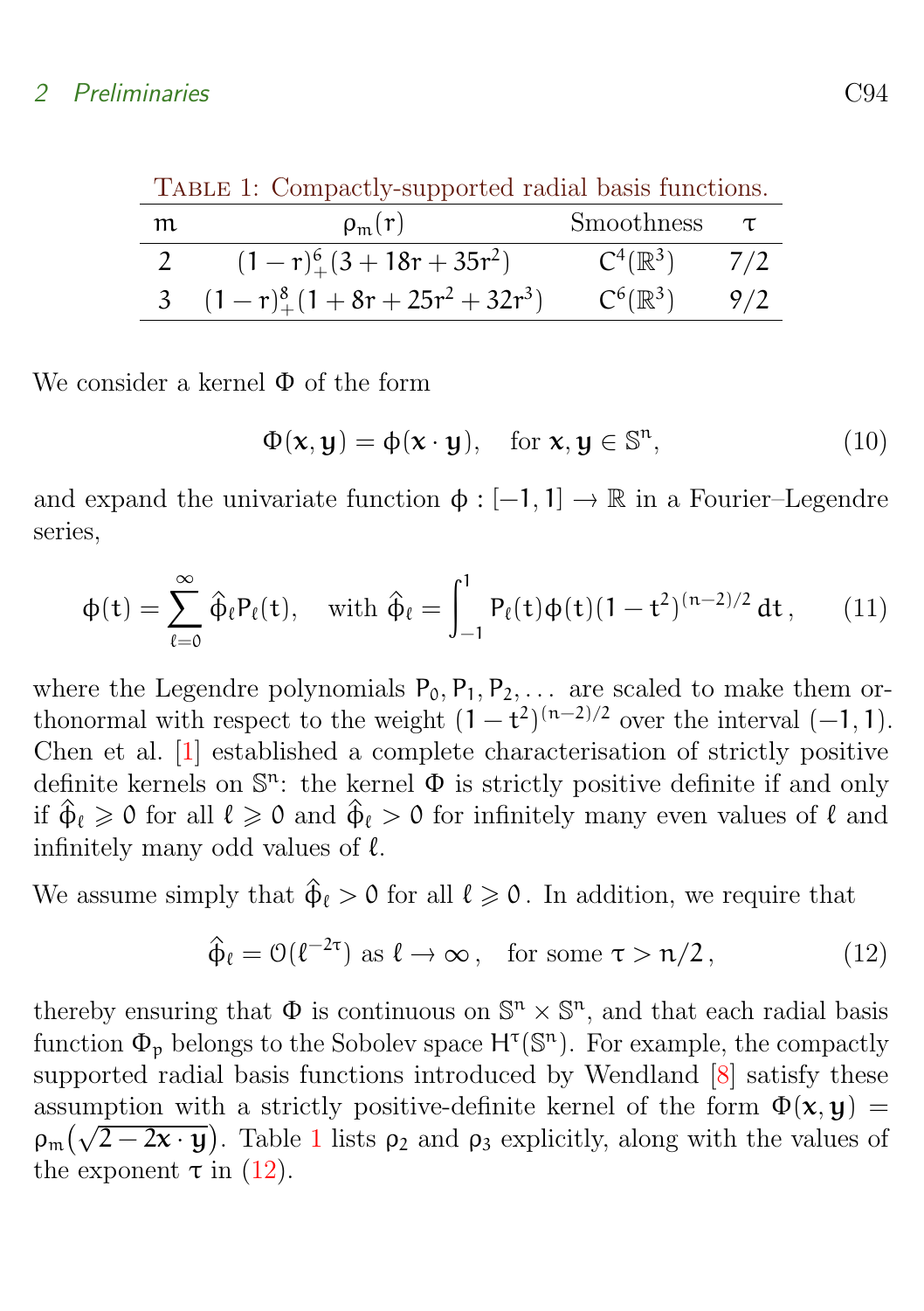Table 1: Compactly-supported radial basis functions.

| $m$ | $\rho_m(r)$ | Smoothness | $\tau$ |
|---|---|---|---|
| 2 | $(1-r)_+^6(3+18r+35r^2)$ | $C^4(\mathbb{R}^3)$ | $7/2$ |
| 3 | $(1-r)_+^8(1+8r+25r^2+32r^3)$ | $C^6(\mathbb{R}^3)$ | $9/2$ |

We consider a kernel $\Phi$ of the form

$$\Phi(\mathbf{x},\mathbf{y}) = \phi(\mathbf{x}\cdot\mathbf{y}), \quad \text{for } \mathbf{x},\mathbf{y}\in\mathbb{S}^n, \tag{10}$$

and expand the univariate function $\phi : [-1,1]\to\mathbb{R}$ in a Fourier–Legendre series,

$$\phi(t) = \sum_{\ell=0}^{\infty} \hat{\phi}_\ell P_\ell(t), \quad \text{with } \hat{\phi}_\ell = \int_{-1}^{1} P_\ell(t)\phi(t)(1-t^2)^{(n-2)/2}\,dt\,, \tag{11}$$

where the Legendre polynomials $P_0, P_1, P_2, \ldots$ are scaled to make them orthonormal with respect to the weight $(1-t^2)^{(n-2)/2}$ over the interval $(-1,1)$. Chen et al. [1] established a complete characterisation of strictly positive definite kernels on $\mathbb{S}^n$: the kernel $\Phi$ is strictly positive definite if and only if $\hat{\phi}_\ell \geqslant 0$ for all $\ell\geqslant 0$ and $\hat{\phi}_\ell > 0$ for infinitely many even values of $\ell$ and infinitely many odd values of $\ell$.

We assume simply that $\hat{\phi}_\ell > 0$ for all $\ell \geqslant 0$. In addition, we require that

$$\hat{\phi}_\ell = \mathcal{O}(\ell^{-2\tau}) \text{ as } \ell\to\infty\,, \quad \text{for some } \tau > n/2\,, \tag{12}$$

thereby ensuring that $\Phi$ is continuous on $\mathbb{S}^n\times\mathbb{S}^n$, and that each radial basis function $\Phi_p$ belongs to the Sobolev space $H^\tau(\mathbb{S}^n)$. For example, the compactly supported radial basis functions introduced by Wendland [8] satisfy these assumption with a strictly positive-definite kernel of the form $\Phi(\mathbf{x},\mathbf{y}) = \rho_m\big(\sqrt{2-2\mathbf{x}\cdot\mathbf{y}}\big)$. Table 1 lists $\rho_2$ and $\rho_3$ explicitly, along with the values of the exponent $\tau$ in (12).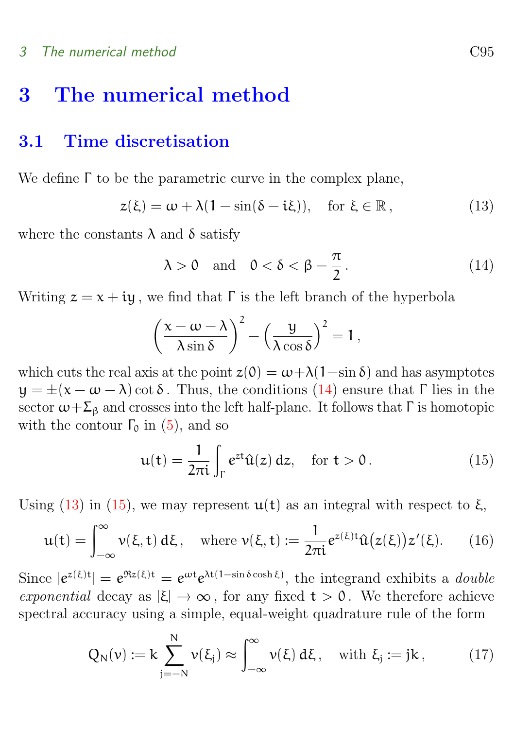# 3 The numerical method

## 3.1 Time discretisation

We define $\Gamma$ to be the parametric curve in the complex plane,

$$z(\xi) = \omega + \lambda(1 - \sin(\delta - i\xi)), \quad \text{for } \xi \in \mathbb{R}, \tag{13}$$

where the constants $\lambda$ and $\delta$ satisfy

$$\lambda > 0 \quad \text{and} \quad 0 < \delta < \beta - \frac{\pi}{2}. \tag{14}$$

Writing $z = x + iy$, we find that $\Gamma$ is the left branch of the hyperbola

$$\left(\frac{x - \omega - \lambda}{\lambda \sin \delta}\right)^2 - \left(\frac{y}{\lambda \cos \delta}\right)^2 = 1,$$

which cuts the real axis at the point $z(0) = \omega + \lambda(1 - \sin \delta)$ and has asymptotes $y = \pm(x - \omega - \lambda)\cot \delta$. Thus, the conditions (14) ensure that $\Gamma$ lies in the sector $\omega + \Sigma_\beta$ and crosses into the left half-plane. It follows that $\Gamma$ is homotopic with the contour $\Gamma_0$ in (5), and so

$$u(t) = \frac{1}{2\pi i} \int_\Gamma e^{zt} \hat{u}(z)\, dz, \quad \text{for } t > 0. \tag{15}$$

Using (13) in (15), we may represent $u(t)$ as an integral with respect to $\xi$,

$$u(t) = \int_{-\infty}^{\infty} v(\xi, t)\, d\xi, \quad \text{where } v(\xi, t) := \frac{1}{2\pi i} e^{z(\xi)t} \hat{u}\big(z(\xi)\big) z'(\xi). \tag{16}$$

Since $|e^{z(\xi)t}| = e^{\Re z(\xi)t} = e^{\omega t} e^{\lambda t(1 - \sin \delta \cosh \xi)}$, the integrand exhibits a *double exponential* decay as $|\xi| \to \infty$, for any fixed $t > 0$. We therefore achieve spectral accuracy using a simple, equal-weight quadrature rule of the form

$$Q_N(v) := k \sum_{j=-N}^{N} v(\xi_j) \approx \int_{-\infty}^{\infty} v(\xi)\, d\xi, \quad \text{with } \xi_j := jk, \tag{17}$$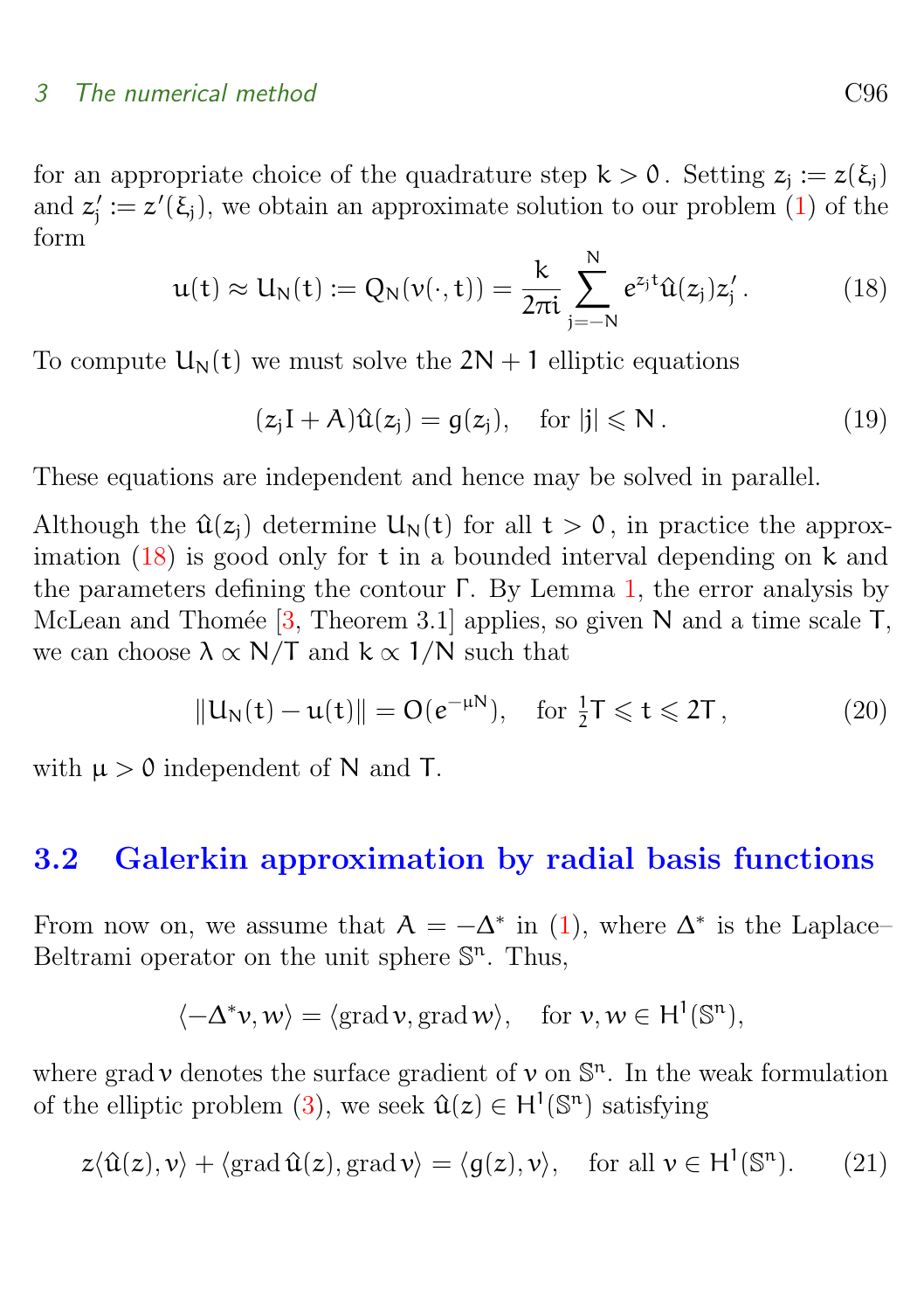for an appropriate choice of the quadrature step $k > 0$. Setting $z_j := z(\xi_j)$ and $z_j' := z'(\xi_j)$, we obtain an approximate solution to our problem (1) of the form

$$u(t) \approx U_N(t) := Q_N(v(\cdot, t)) = \frac{k}{2\pi i} \sum_{j=-N}^{N} e^{z_j t} \hat{u}(z_j) z_j' \,. \tag{18}$$

To compute $U_N(t)$ we must solve the $2N + 1$ elliptic equations

$$(z_j I + A)\hat{u}(z_j) = g(z_j), \quad \text{for } |j| \leqslant N \,. \tag{19}$$

These equations are independent and hence may be solved in parallel.

Although the $\hat{u}(z_j)$ determine $U_N(t)$ for all $t > 0$, in practice the approximation (18) is good only for $t$ in a bounded interval depending on $k$ and the parameters defining the contour $\Gamma$. By Lemma 1, the error analysis by McLean and Thomée [3, Theorem 3.1] applies, so given $N$ and a time scale $T$, we can choose $\lambda \propto N/T$ and $k \propto 1/N$ such that

$$\|U_N(t) - u(t)\| = O(e^{-\mu N}), \quad \text{for } \tfrac{1}{2}T \leqslant t \leqslant 2T \,, \tag{20}$$

with $\mu > 0$ independent of $N$ and $T$.

## 3.2 Galerkin approximation by radial basis functions

From now on, we assume that $A = -\Delta^*$ in (1), where $\Delta^*$ is the Laplace–Beltrami operator on the unit sphere $\mathbb{S}^n$. Thus,

$$\langle -\Delta^* v, w \rangle = \langle \operatorname{grad} v, \operatorname{grad} w \rangle, \quad \text{for } v, w \in H^1(\mathbb{S}^n),$$

where $\operatorname{grad} v$ denotes the surface gradient of $v$ on $\mathbb{S}^n$. In the weak formulation of the elliptic problem (3), we seek $\hat{u}(z) \in H^1(\mathbb{S}^n)$ satisfying

$$z\langle \hat{u}(z), v \rangle + \langle \operatorname{grad} \hat{u}(z), \operatorname{grad} v \rangle = \langle g(z), v \rangle, \quad \text{for all } v \in H^1(\mathbb{S}^n). \tag{21}$$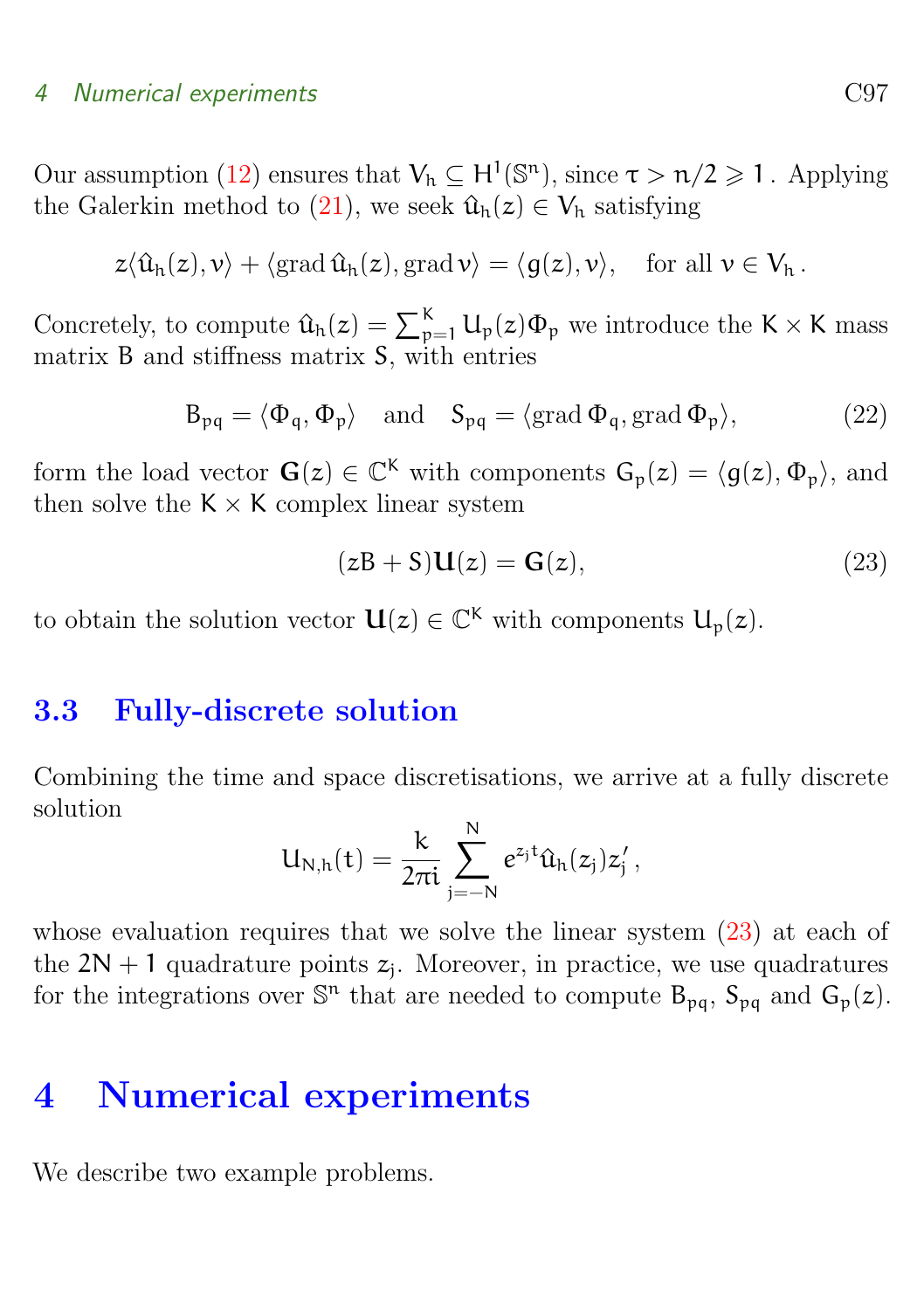Our assumption (12) ensures that $V_h \subseteq H^1(\mathbb{S}^n)$, since $\tau > n/2 \geqslant 1$. Applying the Galerkin method to (21), we seek $\hat{u}_h(z) \in V_h$ satisfying

$$z\langle \hat{u}_h(z), v\rangle + \langle \operatorname{grad} \hat{u}_h(z), \operatorname{grad} v\rangle = \langle g(z), v\rangle, \quad \text{for all } v \in V_h\,.$$

Concretely, to compute $\hat{u}_h(z) = \sum_{p=1}^{K} U_p(z)\Phi_p$ we introduce the $K \times K$ mass matrix $B$ and stiffness matrix $S$, with entries

$$B_{pq} = \langle \Phi_q, \Phi_p\rangle \quad \text{and} \quad S_{pq} = \langle \operatorname{grad} \Phi_q, \operatorname{grad} \Phi_p\rangle, \tag{22}$$

form the load vector $\mathbf{G}(z) \in \mathbb{C}^K$ with components $G_p(z) = \langle g(z), \Phi_p\rangle$, and then solve the $K \times K$ complex linear system

$$(zB + S)\mathbf{U}(z) = \mathbf{G}(z), \tag{23}$$

to obtain the solution vector $\mathbf{U}(z) \in \mathbb{C}^K$ with components $U_p(z)$.

### 3.3 Fully-discrete solution

Combining the time and space discretisations, we arrive at a fully discrete solution

$$U_{N,h}(t) = \frac{k}{2\pi i}\sum_{j=-N}^{N} e^{z_j t}\hat{u}_h(z_j)z_j'\,,$$

whose evaluation requires that we solve the linear system (23) at each of the $2N + 1$ quadrature points $z_j$. Moreover, in practice, we use quadratures for the integrations over $\mathbb{S}^n$ that are needed to compute $B_{pq}$, $S_{pq}$ and $G_p(z)$.

## 4 Numerical experiments

We describe two example problems.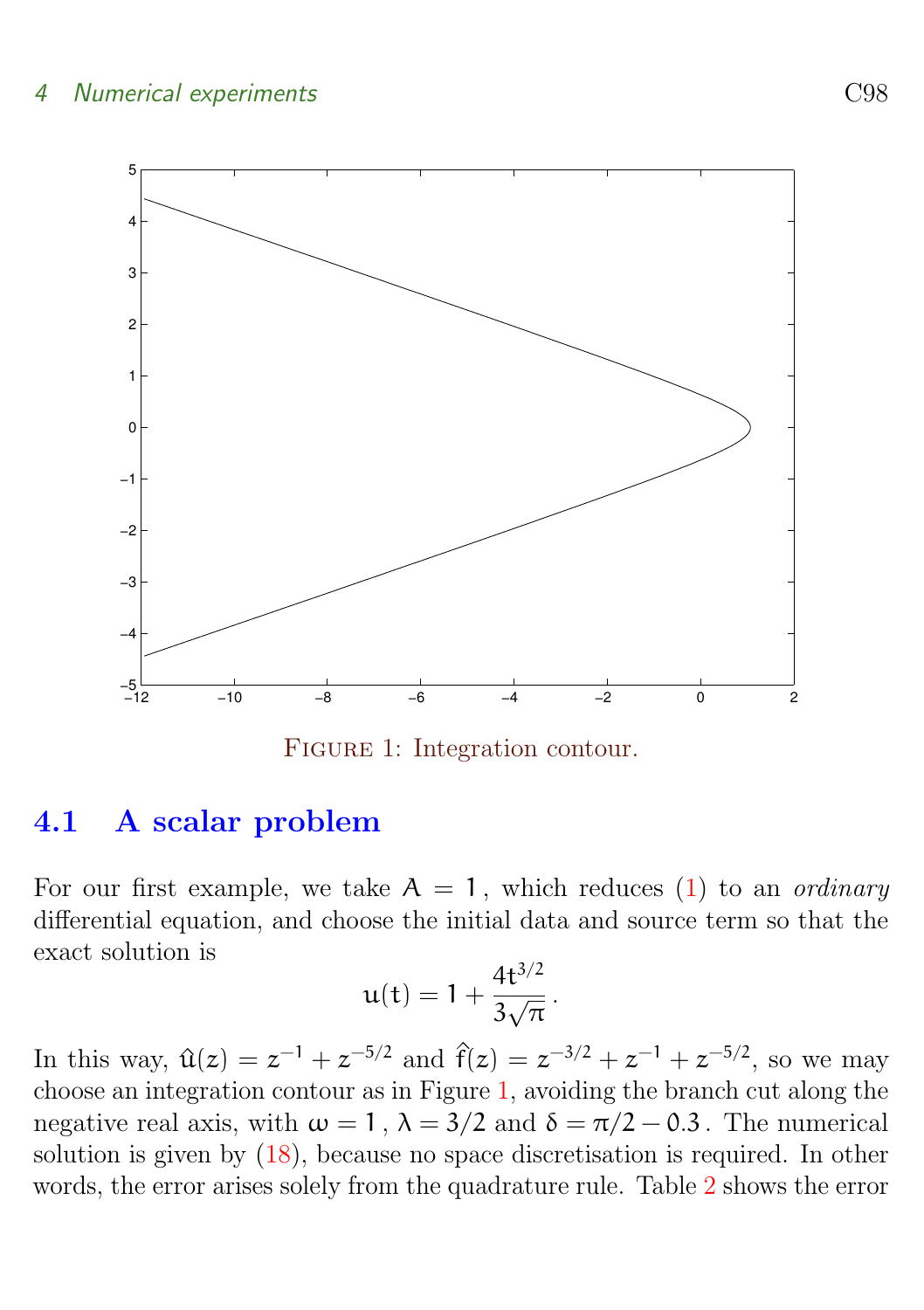Figure 1: Integration contour.

## 4.1 A scalar problem

For our first example, we take $A = 1$, which reduces (1) to an *ordinary* differential equation, and choose the initial data and source term so that the exact solution is

$$u(t) = 1 + \frac{4t^{3/2}}{3\sqrt{\pi}}.$$

In this way, $\hat{u}(z) = z^{-1} + z^{-5/2}$ and $\hat{f}(z) = z^{-3/2} + z^{-1} + z^{-5/2}$, so we may choose an integration contour as in Figure 1, avoiding the branch cut along the negative real axis, with $\omega = 1$, $\lambda = 3/2$ and $\delta = \pi/2 - 0.3$. The numerical solution is given by (18), because no space discretisation is required. In other words, the error arises solely from the quadrature rule. Table 2 shows the error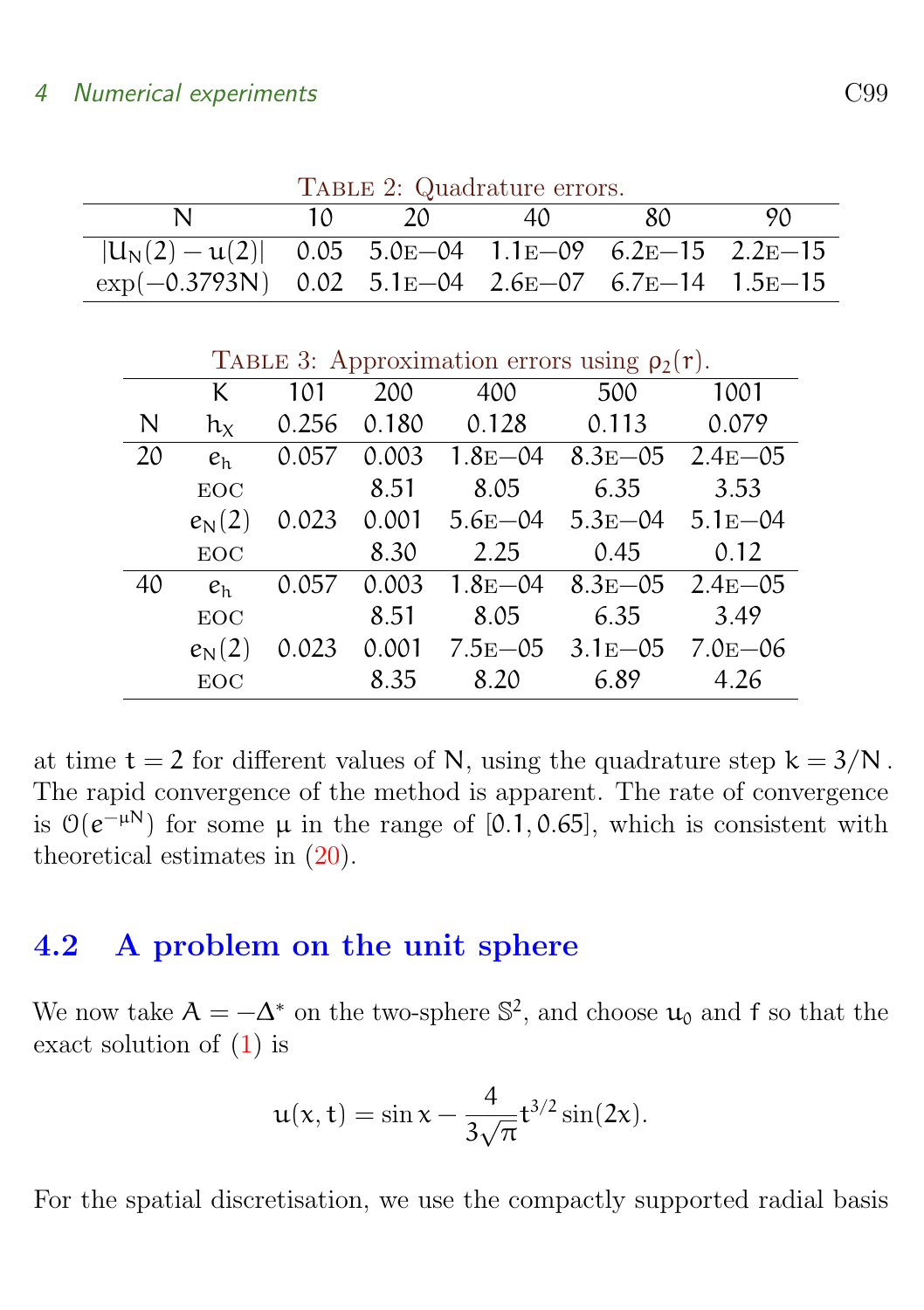Table 2: Quadrature errors.

| $N$ | 10 | 20 | 40 | 80 | 90 |
|---|---|---|---|---|---|
| $\lvert U_N(2) - u(2)\rvert$ | 0.05 | 5.0E−04 | 1.1E−09 | 6.2E−15 | 2.2E−15 |
| $\exp(-0.3793N)$ | 0.02 | 5.1E−04 | 2.6E−07 | 6.7E−14 | 1.5E−15 |

Table 3: Approximation errors using $\rho_2(r)$.

| | $K$ | 101 | 200 | 400 | 500 | 1001 |
|---|---|---|---|---|---|---|
| $N$ | $h_X$ | 0.256 | 0.180 | 0.128 | 0.113 | 0.079 |
| 20 | $e_h$ | 0.057 | 0.003 | 1.8E−04 | 8.3E−05 | 2.4E−05 |
| | EOC | | 8.51 | 8.05 | 6.35 | 3.53 |
| | $e_N(2)$ | 0.023 | 0.001 | 5.6E−04 | 5.3E−04 | 5.1E−04 |
| | EOC | | 8.30 | 2.25 | 0.45 | 0.12 |
| 40 | $e_h$ | 0.057 | 0.003 | 1.8E−04 | 8.3E−05 | 2.4E−05 |
| | EOC | | 8.51 | 8.05 | 6.35 | 3.49 |
| | $e_N(2)$ | 0.023 | 0.001 | 7.5E−05 | 3.1E−05 | 7.0E−06 |
| | EOC | | 8.35 | 8.20 | 6.89 | 4.26 |

at time $t = 2$ for different values of $N$, using the quadrature step $k = 3/N$. The rapid convergence of the method is apparent. The rate of convergence is $\mathcal{O}(e^{-\mu N})$ for some $\mu$ in the range of $[0.1, 0.65]$, which is consistent with theoretical estimates in (20).

## 4.2 A problem on the unit sphere

We now take $A = -\Delta^*$ on the two-sphere $\mathbb{S}^2$, and choose $u_0$ and $f$ so that the exact solution of (1) is

$$u(x, t) = \sin x - \frac{4}{3\sqrt{\pi}} t^{3/2} \sin(2x).$$

For the spatial discretisation, we use the compactly supported radial basis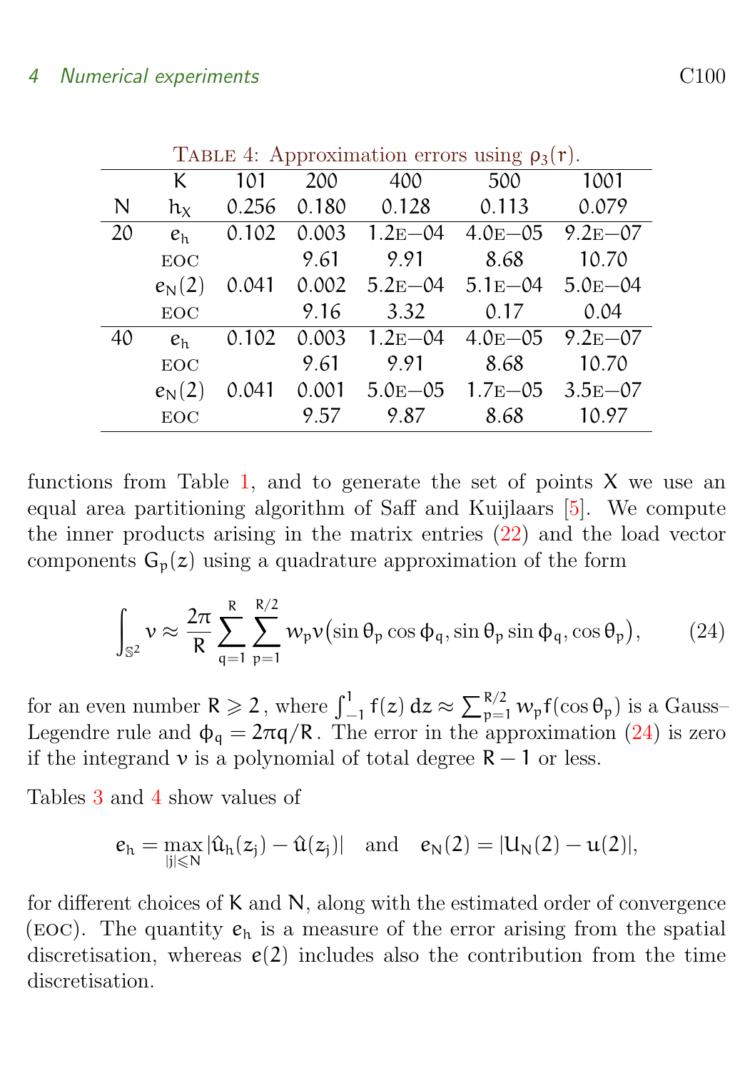Table 4: Approximation errors using $\rho_3(r)$.

| | $K$ | 101 | 200 | 400 | 500 | 1001 |
|---|---|---|---|---|---|---|
| $N$ | $h_X$ | 0.256 | 0.180 | 0.128 | 0.113 | 0.079 |
| 20 | $e_h$ | 0.102 | 0.003 | 1.2E−04 | 4.0E−05 | 9.2E−07 |
| | EOC | | 9.61 | 9.91 | 8.68 | 10.70 |
| | $e_N(2)$ | 0.041 | 0.002 | 5.2E−04 | 5.1E−04 | 5.0E−04 |
| | EOC | | 9.16 | 3.32 | 0.17 | 0.04 |
| 40 | $e_h$ | 0.102 | 0.003 | 1.2E−04 | 4.0E−05 | 9.2E−07 |
| | EOC | | 9.61 | 9.91 | 8.68 | 10.70 |
| | $e_N(2)$ | 0.041 | 0.001 | 5.0E−05 | 1.7E−05 | 3.5E−07 |
| | EOC | | 9.57 | 9.87 | 8.68 | 10.97 |

functions from Table 1, and to generate the set of points $X$ we use an equal area partitioning algorithm of Saff and Kuijlaars [5]. We compute the inner products arising in the matrix entries (22) and the load vector components $G_p(z)$ using a quadrature approximation of the form

$$\int_{\mathbb{S}^2} v \approx \frac{2\pi}{R} \sum_{q=1}^{R} \sum_{p=1}^{R/2} w_p v\big(\sin\theta_p \cos\phi_q, \sin\theta_p \sin\phi_q, \cos\theta_p\big), \tag{24}$$

for an even number $R \geqslant 2$, where $\int_{-1}^{1} f(z)\,dz \approx \sum_{p=1}^{R/2} w_p f(\cos\theta_p)$ is a Gauss–Legendre rule and $\phi_q = 2\pi q/R$. The error in the approximation (24) is zero if the integrand $v$ is a polynomial of total degree $R-1$ or less.

Tables 3 and 4 show values of

$$e_h = \max_{|j|\leqslant N} |\hat{u}_h(z_j) - \hat{u}(z_j)| \quad \text{and} \quad e_N(2) = |U_N(2) - u(2)|,$$

for different choices of $K$ and $N$, along with the estimated order of convergence (EOC). The quantity $e_h$ is a measure of the error arising from the spatial discretisation, whereas $e(2)$ includes also the contribution from the time discretisation.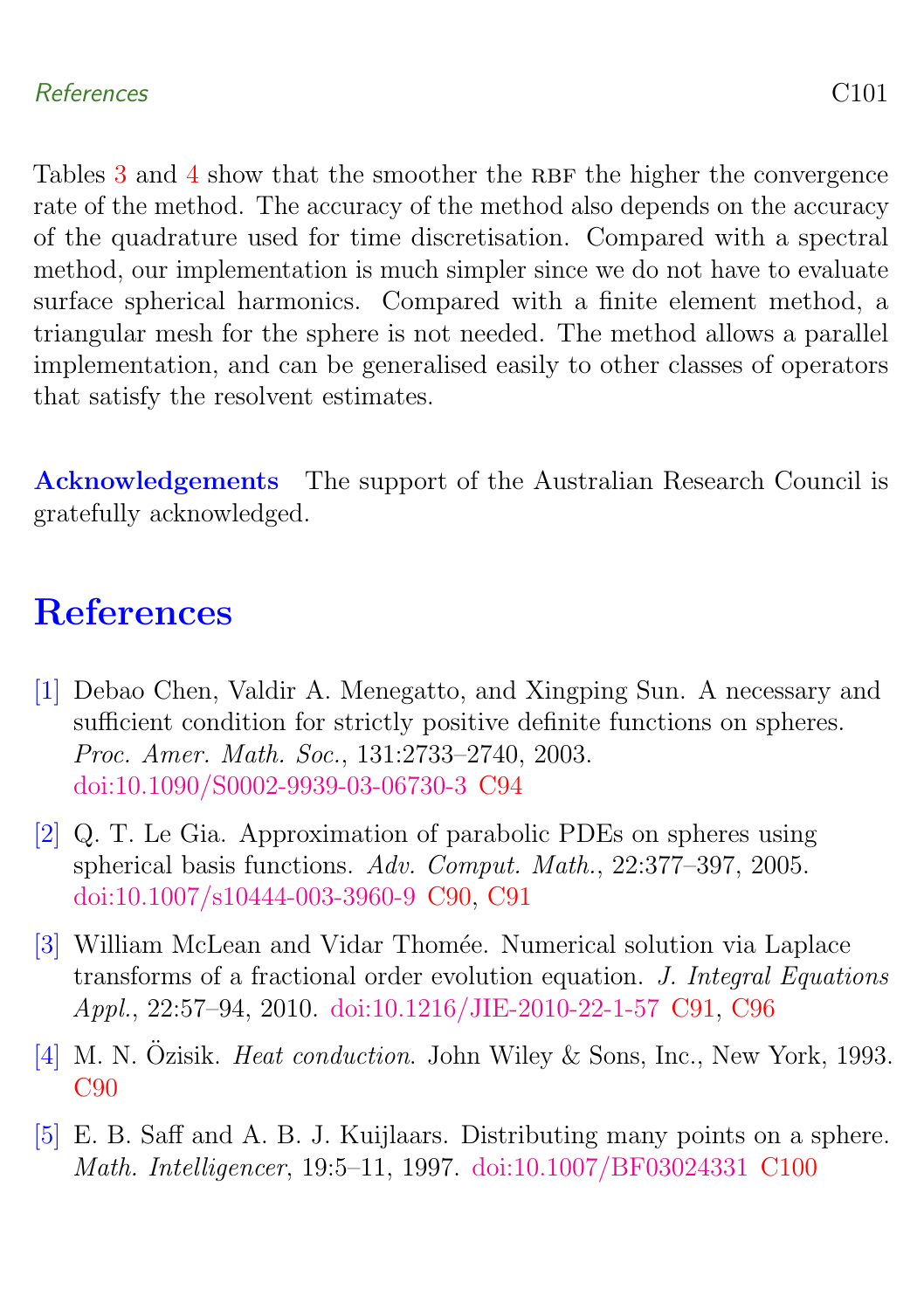Tables 3 and 4 show that the smoother the RBF the higher the convergence rate of the method. The accuracy of the method also depends on the accuracy of the quadrature used for time discretisation. Compared with a spectral method, our implementation is much simpler since we do not have to evaluate surface spherical harmonics. Compared with a finite element method, a triangular mesh for the sphere is not needed. The method allows a parallel implementation, and can be generalised easily to other classes of operators that satisfy the resolvent estimates.

**Acknowledgements** The support of the Australian Research Council is gratefully acknowledged.

# References

[1] Debao Chen, Valdir A. Menegatto, and Xingping Sun. A necessary and sufficient condition for strictly positive definite functions on spheres. *Proc. Amer. Math. Soc.*, 131:2733–2740, 2003. doi:10.1090/S0002-9939-03-06730-3 C94

[2] Q. T. Le Gia. Approximation of parabolic PDEs on spheres using spherical basis functions. *Adv. Comput. Math.*, 22:377–397, 2005. doi:10.1007/s10444-003-3960-9 C90, C91

[3] William McLean and Vidar Thomée. Numerical solution via Laplace transforms of a fractional order evolution equation. *J. Integral Equations Appl.*, 22:57–94, 2010. doi:10.1216/JIE-2010-22-1-57 C91, C96

[4] M. N. Özisik. *Heat conduction.* John Wiley & Sons, Inc., New York, 1993. C90

[5] E. B. Saff and A. B. J. Kuijlaars. Distributing many points on a sphere. *Math. Intelligencer*, 19:5–11, 1997. doi:10.1007/BF03024331 C100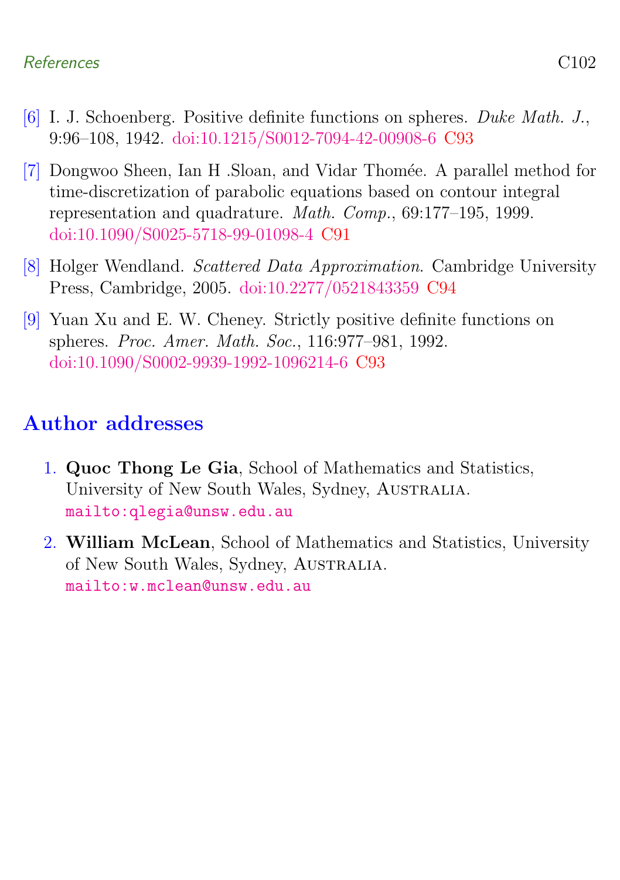[6] I. J. Schoenberg. Positive definite functions on spheres. *Duke Math. J.*, 9:96–108, 1942. doi:10.1215/S0012-7094-42-00908-6 C93

[7] Dongwoo Sheen, Ian H .Sloan, and Vidar Thomée. A parallel method for time-discretization of parabolic equations based on contour integral representation and quadrature. *Math. Comp.*, 69:177–195, 1999. doi:10.1090/S0025-5718-99-01098-4 C91

[8] Holger Wendland. *Scattered Data Approximation*. Cambridge University Press, Cambridge, 2005. doi:10.2277/0521843359 C94

[9] Yuan Xu and E. W. Cheney. Strictly positive definite functions on spheres. *Proc. Amer. Math. Soc.*, 116:977–981, 1992. doi:10.1090/S0002-9939-1992-1096214-6 C93

## Author addresses

1. **Quoc Thong Le Gia**, School of Mathematics and Statistics, University of New South Wales, Sydney, Australia.
   mailto:qlegia@unsw.edu.au

2. **William McLean**, School of Mathematics and Statistics, University of New South Wales, Sydney, Australia.
   mailto:w.mclean@unsw.edu.au